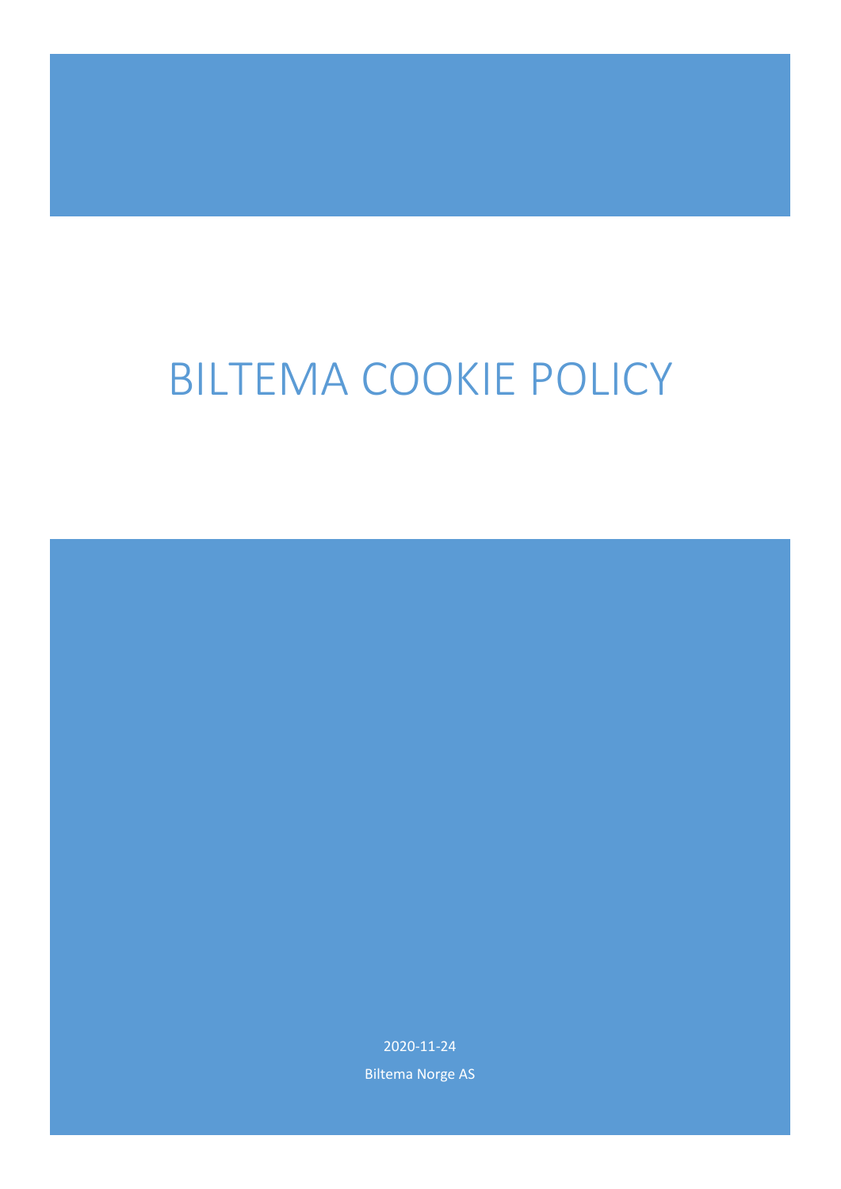# BILTEMA COOKIE POLICY

2020-11-24

Biltema Norge AS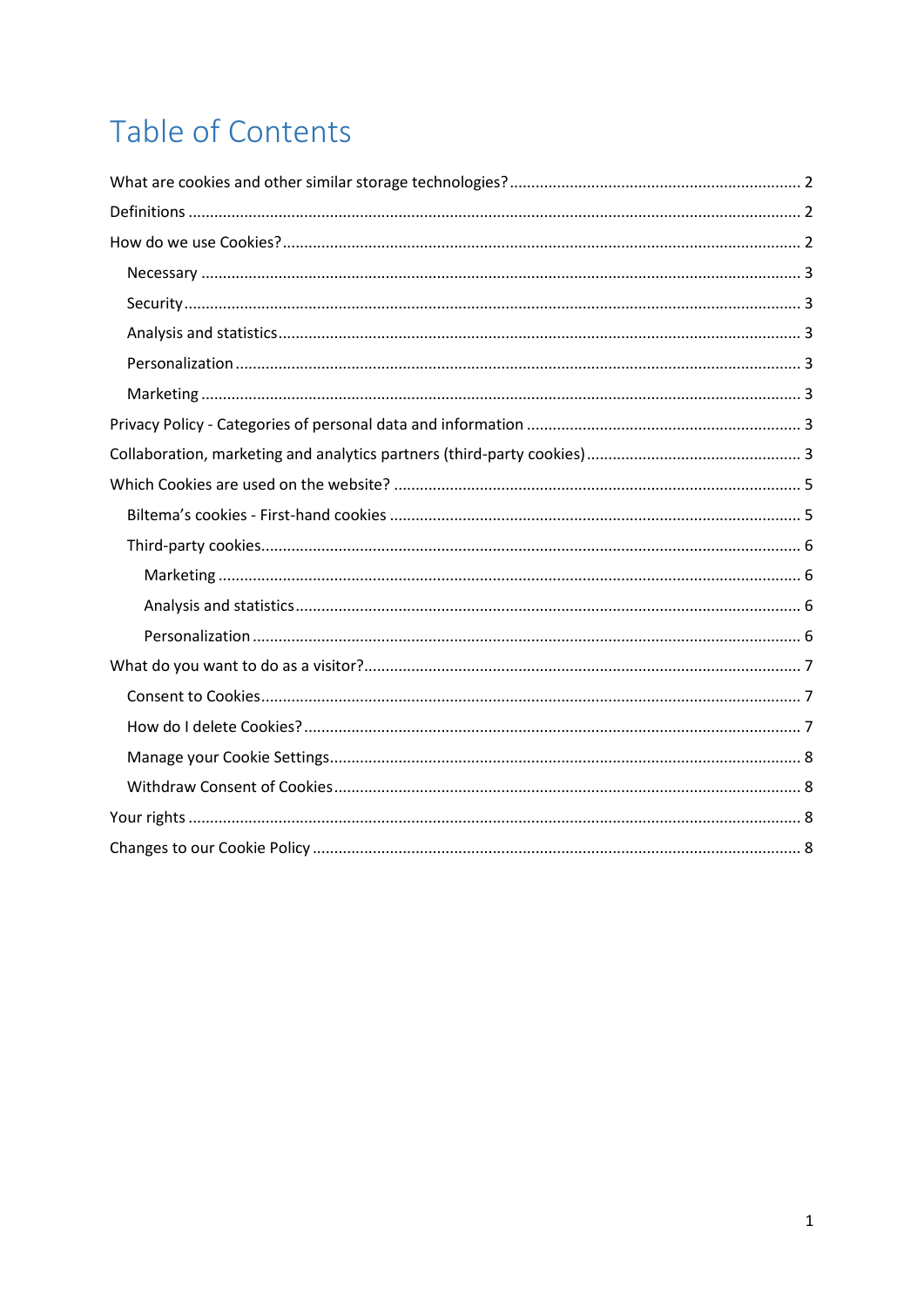# Table of Contents

What are cookies and other similar storage technologies? ..... 2

Definitions ..... 2

How do we use Cookies? ..... 2

- Necessary ..... 3
- Security ..... 3
- Analysis and statistics ..... 3
- Personalization ..... 3
- Marketing ..... 3

Privacy Policy - Categories of personal data and information ..... 3

Collaboration, marketing and analytics partners (third-party cookies) ..... 3

Which Cookies are used on the website? ..... 5

- Biltema’s cookies - First-hand cookies ..... 5
- Third-party cookies ..... 6
  - Marketing ..... 6
  - Analysis and statistics ..... 6
  - Personalization ..... 6

What do you want to do as a visitor? ..... 7

- Consent to Cookies ..... 7
- How do I delete Cookies? ..... 7
- Manage your Cookie Settings ..... 8
- Withdraw Consent of Cookies ..... 8

Your rights ..... 8

Changes to our Cookie Policy ..... 8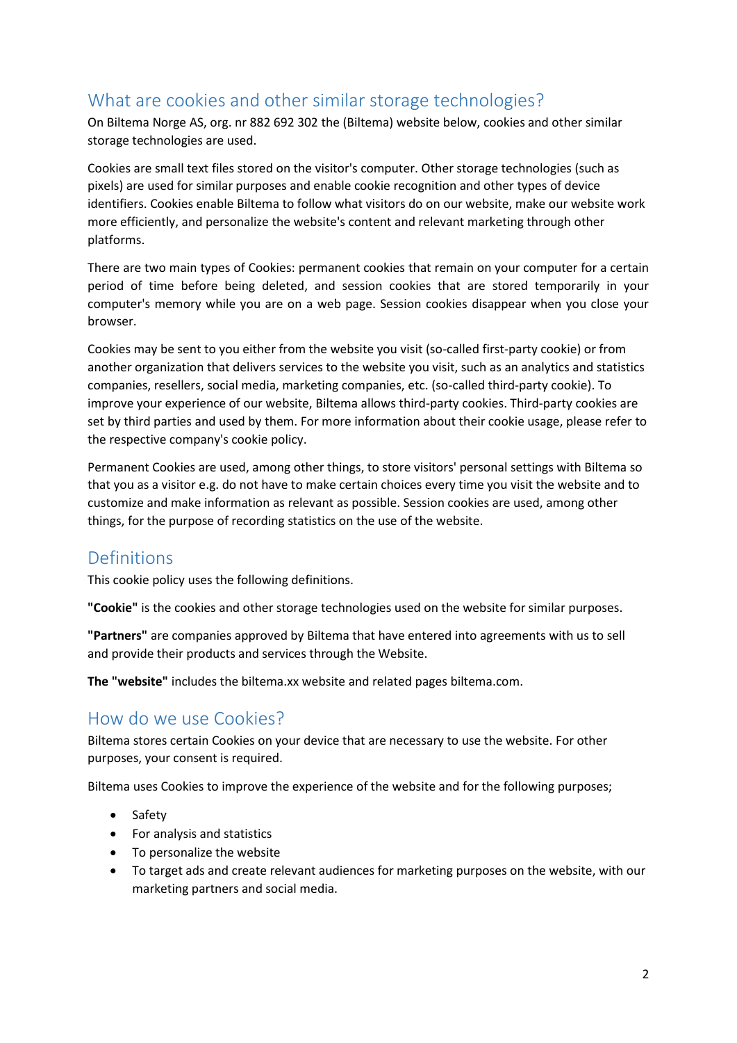## What are cookies and other similar storage technologies?

On Biltema Norge AS, org. nr 882 692 302 the (Biltema) website below, cookies and other similar storage technologies are used.

Cookies are small text files stored on the visitor's computer. Other storage technologies (such as pixels) are used for similar purposes and enable cookie recognition and other types of device identifiers. Cookies enable Biltema to follow what visitors do on our website, make our website work more efficiently, and personalize the website's content and relevant marketing through other platforms.

There are two main types of Cookies: permanent cookies that remain on your computer for a certain period of time before being deleted, and session cookies that are stored temporarily in your computer's memory while you are on a web page. Session cookies disappear when you close your browser.

Cookies may be sent to you either from the website you visit (so-called first-party cookie) or from another organization that delivers services to the website you visit, such as an analytics and statistics companies, resellers, social media, marketing companies, etc. (so-called third-party cookie). To improve your experience of our website, Biltema allows third-party cookies. Third-party cookies are set by third parties and used by them. For more information about their cookie usage, please refer to the respective company's cookie policy.

Permanent Cookies are used, among other things, to store visitors' personal settings with Biltema so that you as a visitor e.g. do not have to make certain choices every time you visit the website and to customize and make information as relevant as possible. Session cookies are used, among other things, for the purpose of recording statistics on the use of the website.

## Definitions

This cookie policy uses the following definitions.

**"Cookie"** is the cookies and other storage technologies used on the website for similar purposes.

**"Partners"** are companies approved by Biltema that have entered into agreements with us to sell and provide their products and services through the Website.

**The "website"** includes the biltema.xx website and related pages biltema.com.

## How do we use Cookies?

Biltema stores certain Cookies on your device that are necessary to use the website. For other purposes, your consent is required.

Biltema uses Cookies to improve the experience of the website and for the following purposes;

- Safety
- For analysis and statistics
- To personalize the website
- To target ads and create relevant audiences for marketing purposes on the website, with our marketing partners and social media.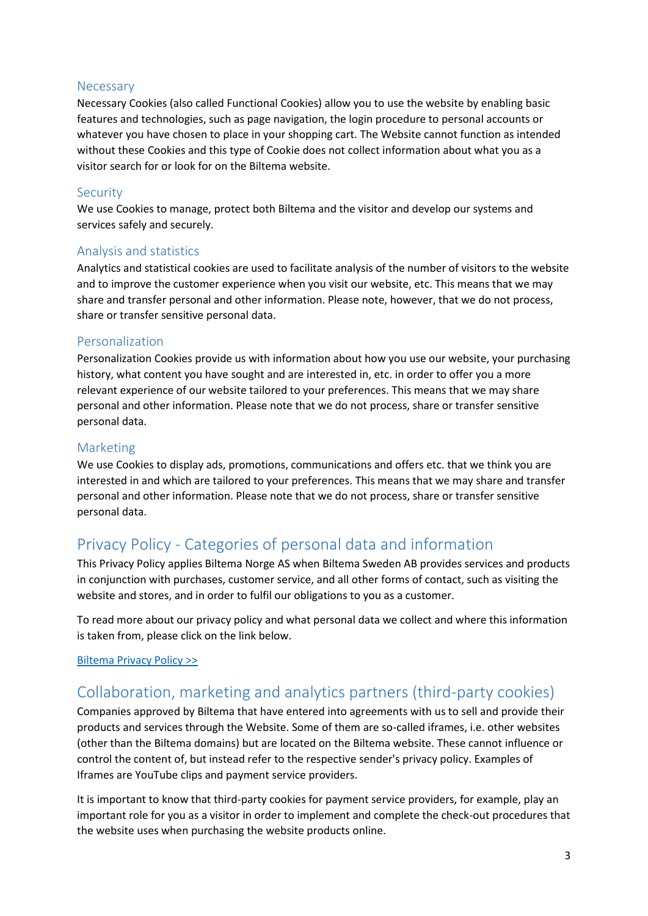### Necessary

Necessary Cookies (also called Functional Cookies) allow you to use the website by enabling basic features and technologies, such as page navigation, the login procedure to personal accounts or whatever you have chosen to place in your shopping cart. The Website cannot function as intended without these Cookies and this type of Cookie does not collect information about what you as a visitor search for or look for on the Biltema website.

### Security

We use Cookies to manage, protect both Biltema and the visitor and develop our systems and services safely and securely.

### Analysis and statistics

Analytics and statistical cookies are used to facilitate analysis of the number of visitors to the website and to improve the customer experience when you visit our website, etc. This means that we may share and transfer personal and other information. Please note, however, that we do not process, share or transfer sensitive personal data.

### Personalization

Personalization Cookies provide us with information about how you use our website, your purchasing history, what content you have sought and are interested in, etc. in order to offer you a more relevant experience of our website tailored to your preferences. This means that we may share personal and other information. Please note that we do not process, share or transfer sensitive personal data.

### Marketing

We use Cookies to display ads, promotions, communications and offers etc. that we think you are interested in and which are tailored to your preferences. This means that we may share and transfer personal and other information. Please note that we do not process, share or transfer sensitive personal data.

## Privacy Policy - Categories of personal data and information

This Privacy Policy applies Biltema Norge AS when Biltema Sweden AB provides services and products in conjunction with purchases, customer service, and all other forms of contact, such as visiting the website and stores, and in order to fulfil our obligations to you as a customer.

To read more about our privacy policy and what personal data we collect and where this information is taken from, please click on the link below.

Biltema Privacy Policy >>

## Collaboration, marketing and analytics partners (third-party cookies)

Companies approved by Biltema that have entered into agreements with us to sell and provide their products and services through the Website. Some of them are so-called iframes, i.e. other websites (other than the Biltema domains) but are located on the Biltema website. These cannot influence or control the content of, but instead refer to the respective sender's privacy policy. Examples of Iframes are YouTube clips and payment service providers.

It is important to know that third-party cookies for payment service providers, for example, play an important role for you as a visitor in order to implement and complete the check-out procedures that the website uses when purchasing the website products online.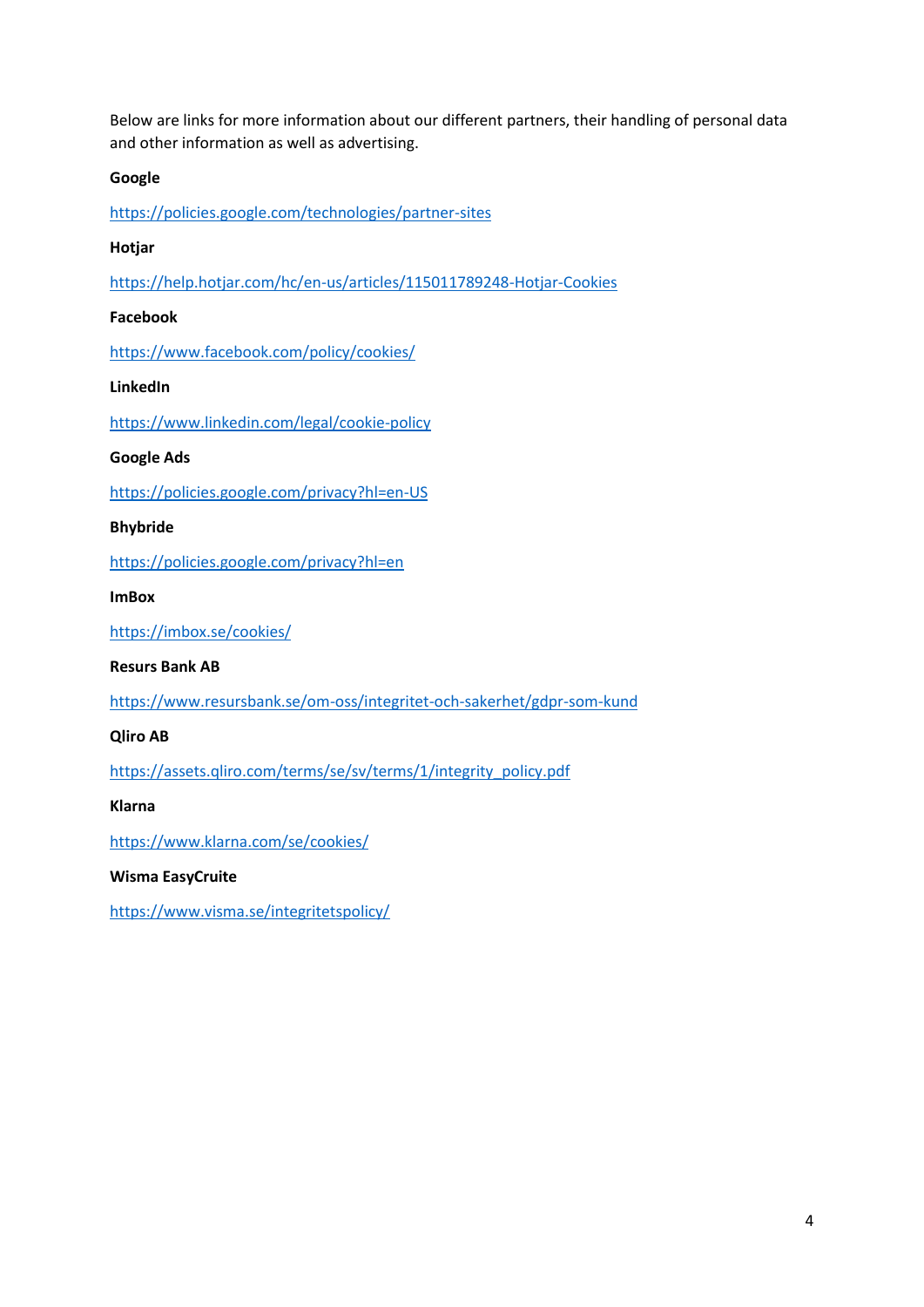Below are links for more information about our different partners, their handling of personal data and other information as well as advertising.

**Google**

https://policies.google.com/technologies/partner-sites

**Hotjar**

https://help.hotjar.com/hc/en-us/articles/115011789248-Hotjar-Cookies

**Facebook**

https://www.facebook.com/policy/cookies/

**LinkedIn**

https://www.linkedin.com/legal/cookie-policy

**Google Ads**

https://policies.google.com/privacy?hl=en-US

**Bhybride**

https://policies.google.com/privacy?hl=en

**ImBox**

https://imbox.se/cookies/

**Resurs Bank AB**

https://www.resursbank.se/om-oss/integritet-och-sakerhet/gdpr-som-kund

**Qliro AB**

https://assets.qliro.com/terms/se/sv/terms/1/integrity_policy.pdf

**Klarna**

https://www.klarna.com/se/cookies/

**Wisma EasyCruite**

https://www.visma.se/integritetspolicy/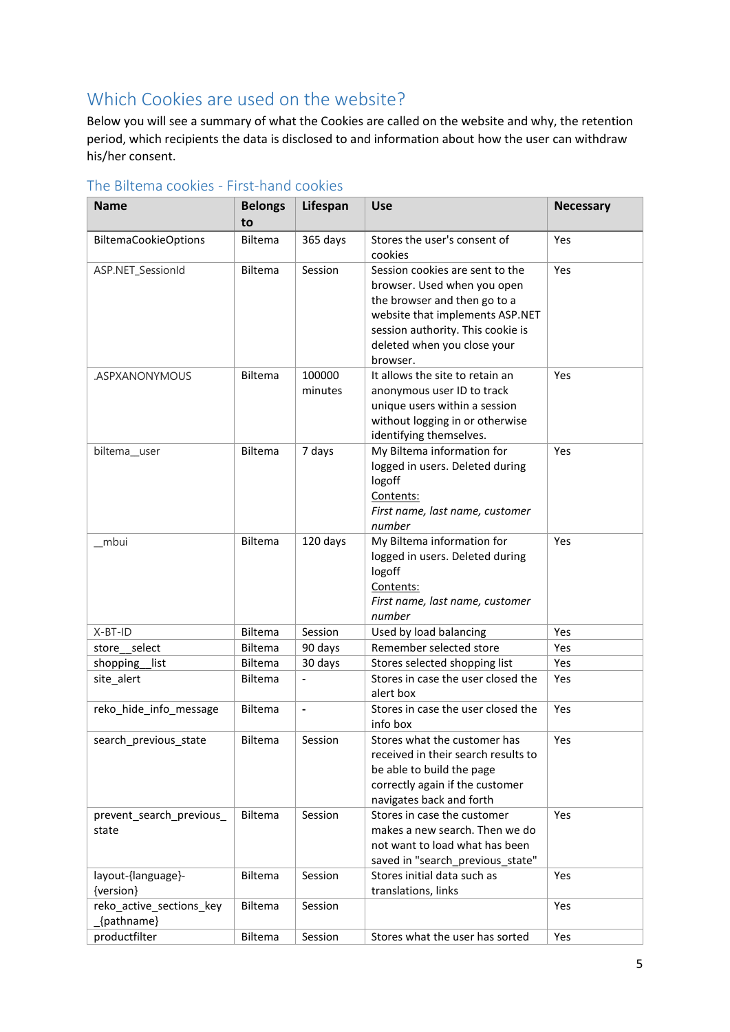## Which Cookies are used on the website?

Below you will see a summary of what the Cookies are called on the website and why, the retention period, which recipients the data is disclosed to and information about how the user can withdraw his/her consent.

### The Biltema cookies - First-hand cookies

| Name | Belongs to | Lifespan | Use | Necessary |
|---|---|---|---|---|
| BiltemaCookieOptions | Biltema | 365 days | Stores the user's consent of cookies | Yes |
| ASP.NET_SessionId | Biltema | Session | Session cookies are sent to the browser. Used when you open the browser and then go to a website that implements ASP.NET session authority. This cookie is deleted when you close your browser. | Yes |
| .ASPXANONYMOUS | Biltema | 100000 minutes | It allows the site to retain an anonymous user ID to track unique users within a session without logging in or otherwise identifying themselves. | Yes |
| biltema__user | Biltema | 7 days | My Biltema information for logged in users. Deleted during logoff<br>Contents:<br>*First name, last name, customer number* | Yes |
| _mbui | Biltema | 120 days | My Biltema information for logged in users. Deleted during logoff<br>Contents:<br>*First name, last name, customer number* | Yes |
| X-BT-ID | Biltema | Session | Used by load balancing | Yes |
| store__select | Biltema | 90 days | Remember selected store | Yes |
| shopping__list | Biltema | 30 days | Stores selected shopping list | Yes |
| site_alert | Biltema | - | Stores in case the user closed the alert box | Yes |
| reko_hide_info_message | Biltema | - | Stores in case the user closed the info box | Yes |
| search_previous_state | Biltema | Session | Stores what the customer has received in their search results to be able to build the page correctly again if the customer navigates back and forth | Yes |
| prevent_search_previous_state | Biltema | Session | Stores in case the customer makes a new search. Then we do not want to load what has been saved in "search_previous_state" | Yes |
| layout-{language}-{version} | Biltema | Session | Stores initial data such as translations, links | Yes |
| reko_active_sections_key_{pathname} | Biltema | Session | | Yes |
| productfilter | Biltema | Session | Stores what the user has sorted | Yes |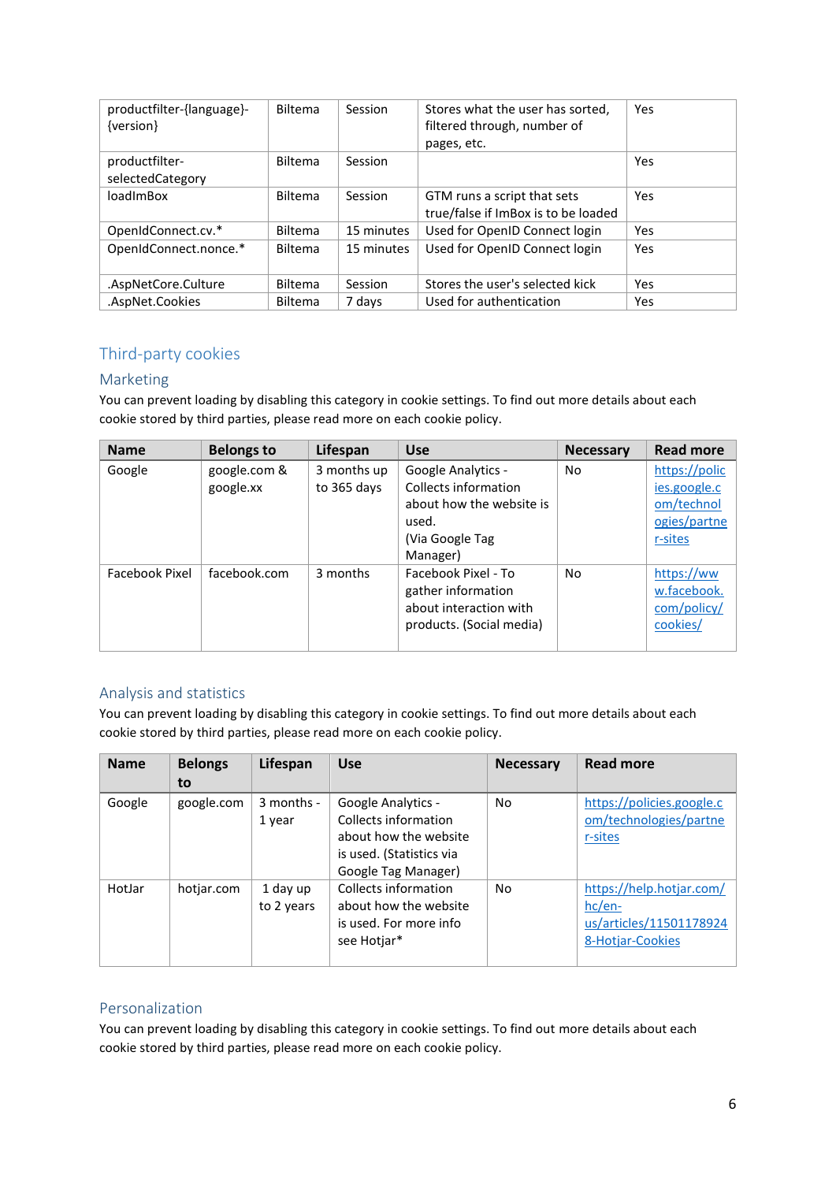| | | | | |
|---|---|---|---|---|
| productfilter-{language}-{version} | Biltema | Session | Stores what the user has sorted, filtered through, number of pages, etc. | Yes |
| productfilter-selectedCategory | Biltema | Session | | Yes |
| loadImBox | Biltema | Session | GTM runs a script that sets true/false if ImBox is to be loaded | Yes |
| OpenIdConnect.cv.* | Biltema | 15 minutes | Used for OpenID Connect login | Yes |
| OpenIdConnect.nonce.* | Biltema | 15 minutes | Used for OpenID Connect login | Yes |
| .AspNetCore.Culture | Biltema | Session | Stores the user's selected kick | Yes |
| .AspNet.Cookies | Biltema | 7 days | Used for authentication | Yes |

## Third-party cookies

### Marketing

You can prevent loading by disabling this category in cookie settings. To find out more details about each cookie stored by third parties, please read more on each cookie policy.

| Name | Belongs to | Lifespan | Use | Necessary | Read more |
|---|---|---|---|---|---|
| Google | google.com & google.xx | 3 months up to 365 days | Google Analytics - Collects information about how the website is used. (Via Google Tag Manager) | No | https://policies.google.com/technologies/partner-sites |
| Facebook Pixel | facebook.com | 3 months | Facebook Pixel - To gather information about interaction with products. (Social media) | No | https://www.facebook.com/policy/cookies/ |

### Analysis and statistics

You can prevent loading by disabling this category in cookie settings. To find out more details about each cookie stored by third parties, please read more on each cookie policy.

| Name | Belongs to | Lifespan | Use | Necessary | Read more |
|---|---|---|---|---|---|
| Google | google.com | 3 months - 1 year | Google Analytics - Collects information about how the website is used. (Statistics via Google Tag Manager) | No | https://policies.google.com/technologies/partner-sites |
| HotJar | hotjar.com | 1 day up to 2 years | Collects information about how the website is used. For more info see Hotjar* | No | https://help.hotjar.com/hc/en-us/articles/115011789248-Hotjar-Cookies |

### Personalization

You can prevent loading by disabling this category in cookie settings. To find out more details about each cookie stored by third parties, please read more on each cookie policy.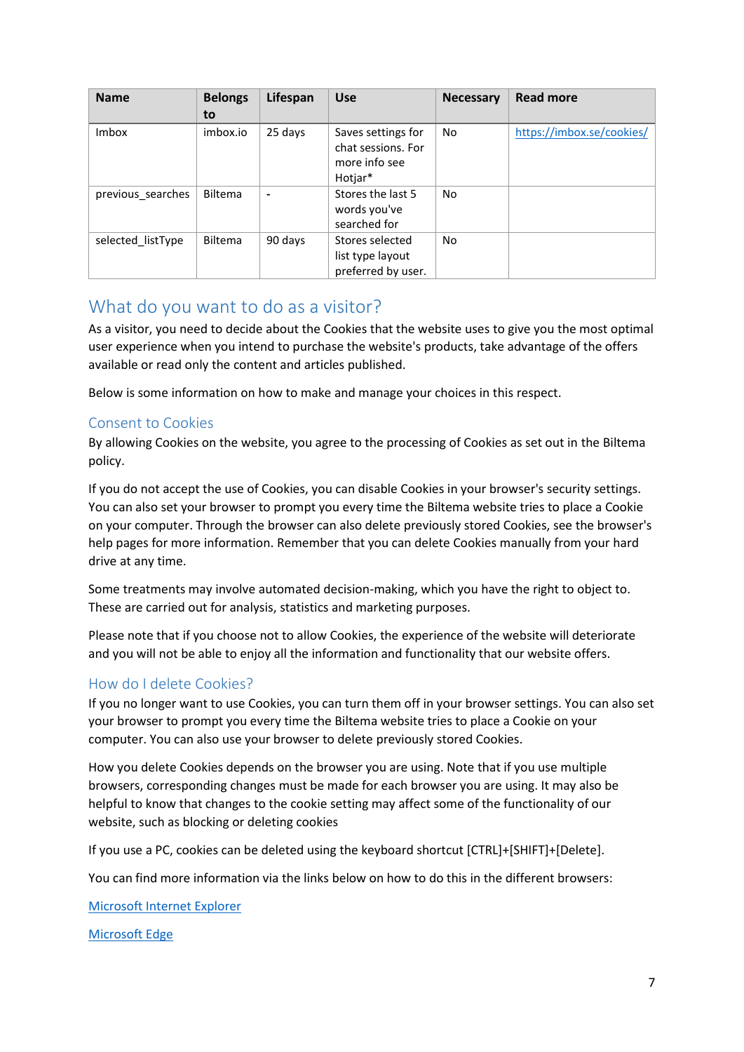| Name | Belongs to | Lifespan | Use | Necessary | Read more |
| --- | --- | --- | --- | --- | --- |
| Imbox | imbox.io | 25 days | Saves settings for chat sessions. For more info see Hotjar* | No | https://imbox.se/cookies/ |
| previous_searches | Biltema | - | Stores the last 5 words you've searched for | No | |
| selected_listType | Biltema | 90 days | Stores selected list type layout preferred by user. | No | |

## What do you want to do as a visitor?

As a visitor, you need to decide about the Cookies that the website uses to give you the most optimal user experience when you intend to purchase the website's products, take advantage of the offers available or read only the content and articles published.

Below is some information on how to make and manage your choices in this respect.

### Consent to Cookies

By allowing Cookies on the website, you agree to the processing of Cookies as set out in the Biltema policy.

If you do not accept the use of Cookies, you can disable Cookies in your browser's security settings. You can also set your browser to prompt you every time the Biltema website tries to place a Cookie on your computer. Through the browser can also delete previously stored Cookies, see the browser's help pages for more information. Remember that you can delete Cookies manually from your hard drive at any time.

Some treatments may involve automated decision-making, which you have the right to object to. These are carried out for analysis, statistics and marketing purposes.

Please note that if you choose not to allow Cookies, the experience of the website will deteriorate and you will not be able to enjoy all the information and functionality that our website offers.

### How do I delete Cookies?

If you no longer want to use Cookies, you can turn them off in your browser settings. You can also set your browser to prompt you every time the Biltema website tries to place a Cookie on your computer. You can also use your browser to delete previously stored Cookies.

How you delete Cookies depends on the browser you are using. Note that if you use multiple browsers, corresponding changes must be made for each browser you are using. It may also be helpful to know that changes to the cookie setting may affect some of the functionality of our website, such as blocking or deleting cookies

If you use a PC, cookies can be deleted using the keyboard shortcut [CTRL]+[SHIFT]+[Delete].

You can find more information via the links below on how to do this in the different browsers:

Microsoft Internet Explorer

Microsoft Edge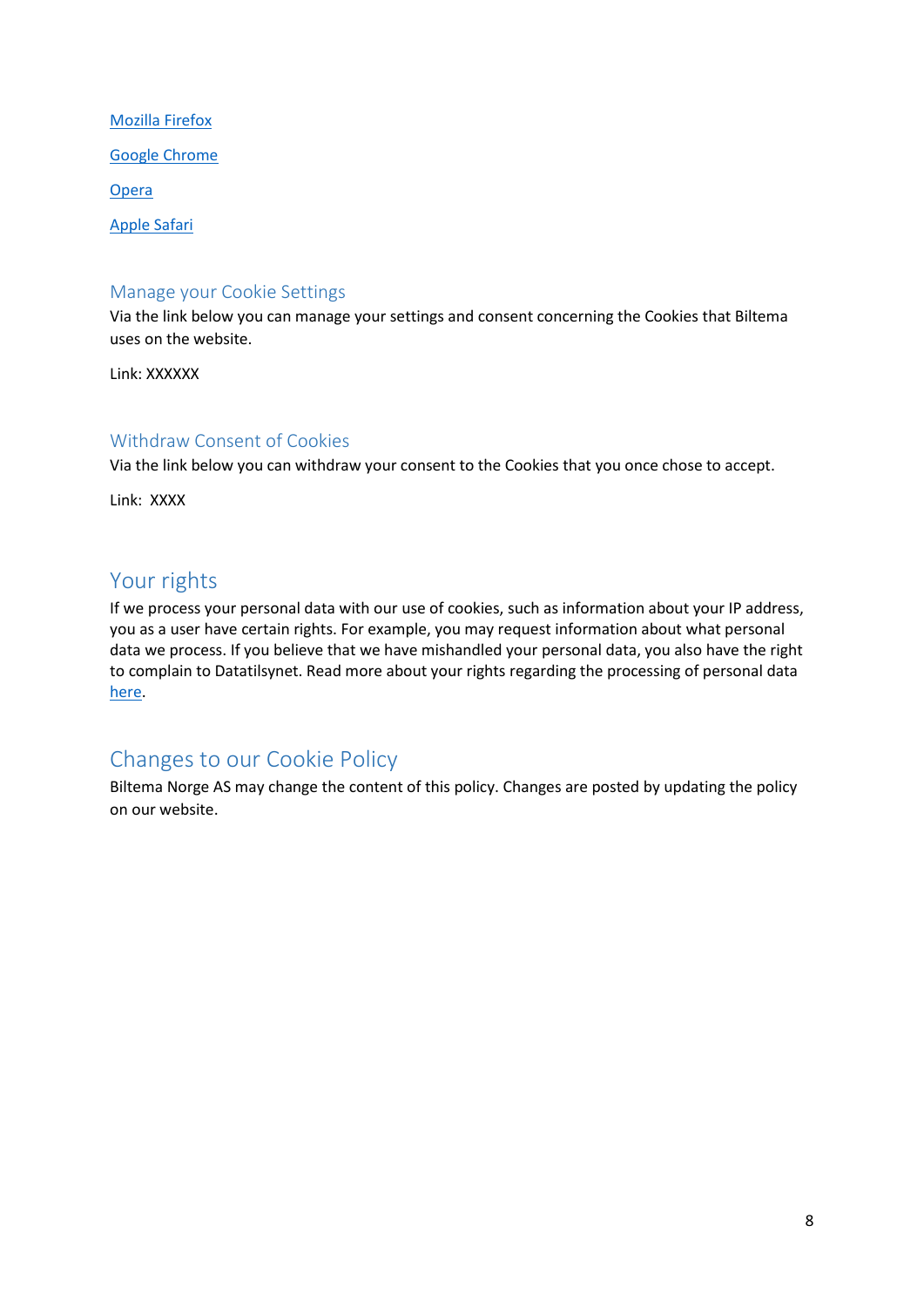[Mozilla Firefox]

[Google Chrome]

[Opera]

[Apple Safari]

### Manage your Cookie Settings

Via the link below you can manage your settings and consent concerning the Cookies that Biltema uses on the website.

Link: XXXXXX

### Withdraw Consent of Cookies

Via the link below you can withdraw your consent to the Cookies that you once chose to accept.

Link: XXXX

## Your rights

If we process your personal data with our use of cookies, such as information about your IP address, you as a user have certain rights. For example, you may request information about what personal data we process. If you believe that we have mishandled your personal data, you also have the right to complain to Datatilsynet. Read more about your rights regarding the processing of personal data here.

## Changes to our Cookie Policy

Biltema Norge AS may change the content of this policy. Changes are posted by updating the policy on our website.